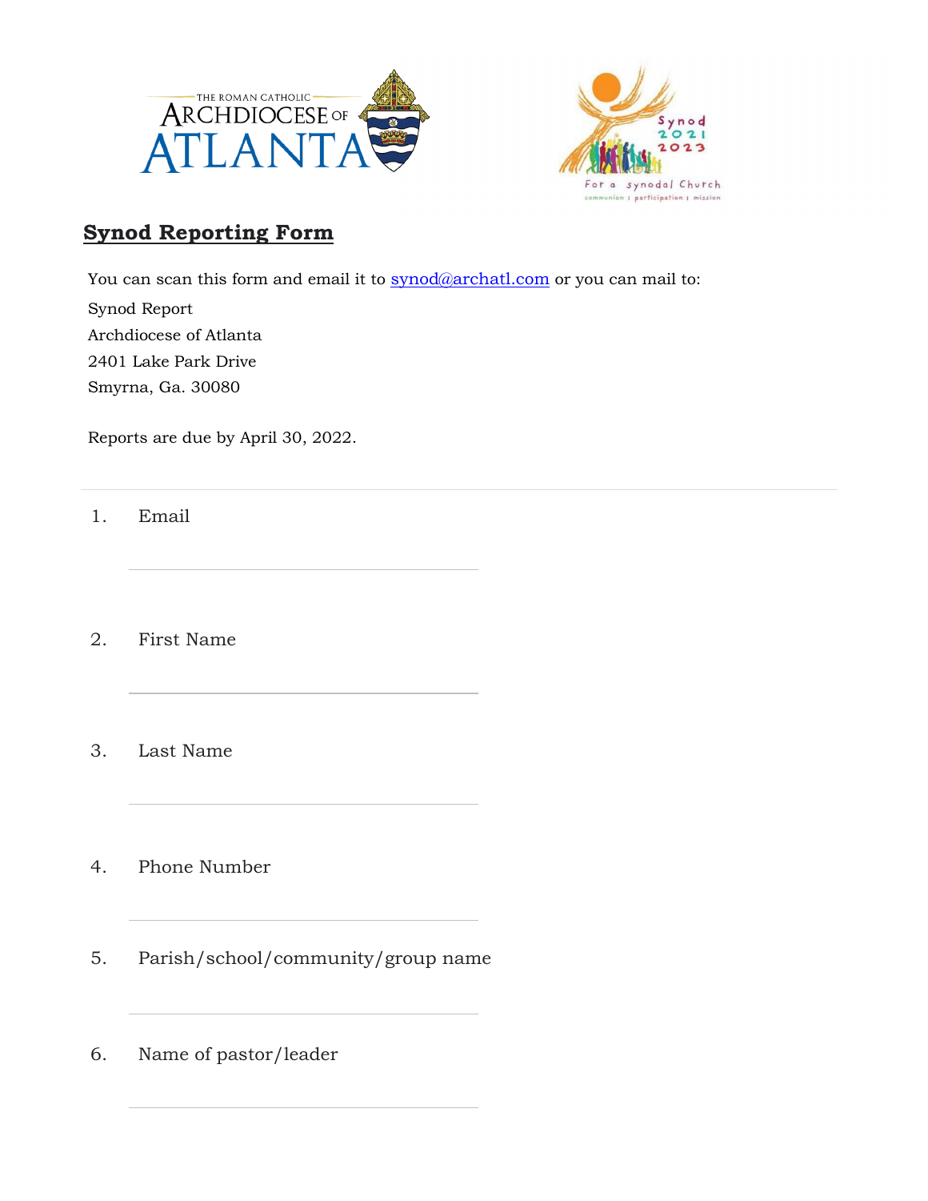# Synod Reporting Form

You can scan this form and email it to synod@archatl.com or you can mail to:

Synod Report
Archdiocese of Atlanta
2401 Lake Park Drive
Smyrna, Ga. 30080

Reports are due by April 30, 2022.

---

1. Email

_______________________________

2. First Name

_______________________________

3. Last Name

_______________________________

4. Phone Number

_______________________________

5. Parish/school/community/group name

_______________________________

6. Name of pastor/leader

_______________________________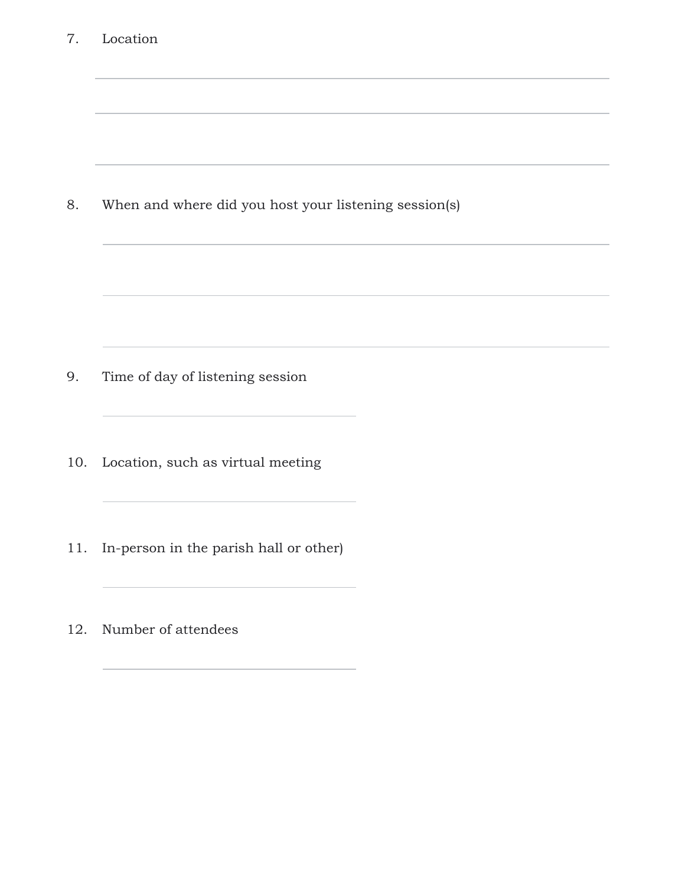7. Location

_______________________________________________

_______________________________________________

_______________________________________________

8. When and where did you host your listening session(s)

_______________________________________________

_______________________________________________

_______________________________________________

9. Time of day of listening session

_______________________

10. Location, such as virtual meeting

_______________________

11. In-person in the parish hall or other)

_______________________

12. Number of attendees

_______________________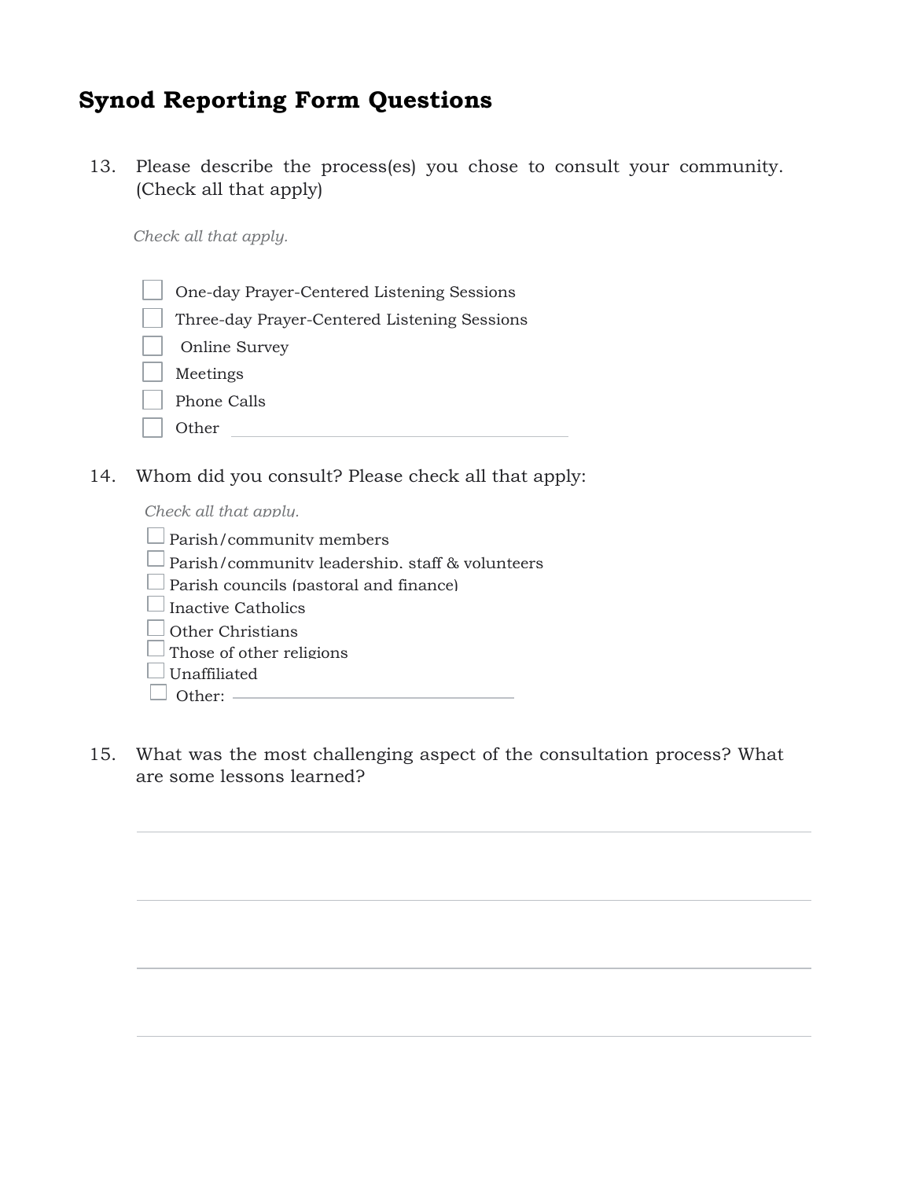## Synod Reporting Form Questions

13. Please describe the process(es) you chose to consult your community. (Check all that apply)

    *Check all that apply.*

    - [ ] One-day Prayer-Centered Listening Sessions
    - [ ] Three-day Prayer-Centered Listening Sessions
    - [ ] Online Survey
    - [ ] Meetings
    - [ ] Phone Calls
    - [ ] Other ______________________________

14. Whom did you consult? Please check all that apply:

    *Check all that apply.*

    - [ ] Parish/community members
    - [ ] Parish/community leadership, staff & volunteers
    - [ ] Parish councils (pastoral and finance)
    - [ ] Inactive Catholics
    - [ ] Other Christians
    - [ ] Those of other religions
    - [ ] Unaffiliated
    - [ ] Other: ______________________________

15. What was the most challenging aspect of the consultation process? What are some lessons learned?

    ______________________________

    ______________________________

    ______________________________

    ______________________________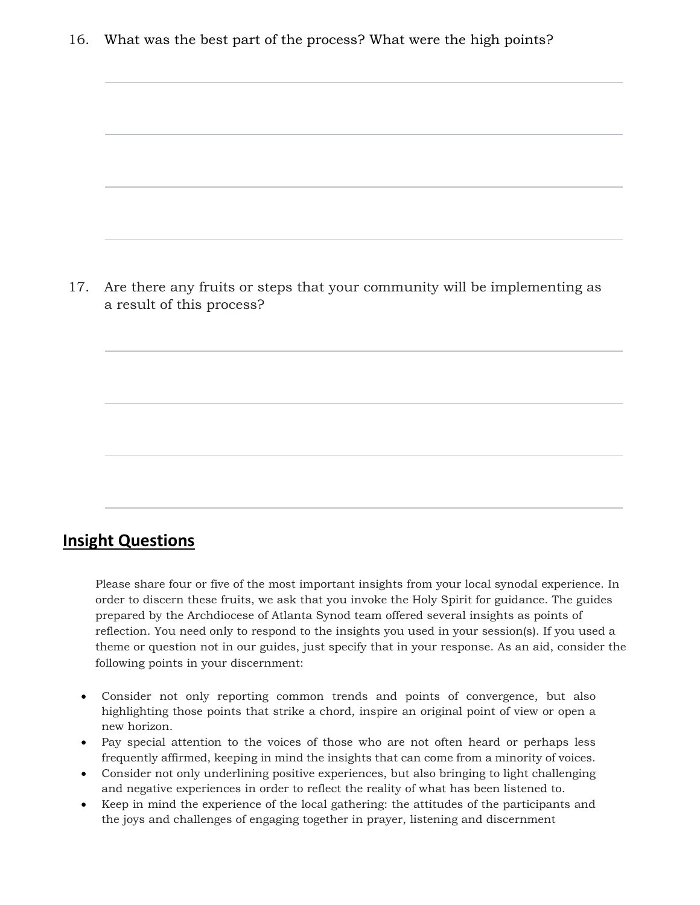16. What was the best part of the process? What were the high points?

17. Are there any fruits or steps that your community will be implementing as a result of this process?

## Insight Questions

Please share four or five of the most important insights from your local synodal experience. In order to discern these fruits, we ask that you invoke the Holy Spirit for guidance. The guides prepared by the Archdiocese of Atlanta Synod team offered several insights as points of reflection. You need only to respond to the insights you used in your session(s). If you used a theme or question not in our guides, just specify that in your response. As an aid, consider the following points in your discernment:

- Consider not only reporting common trends and points of convergence, but also highlighting those points that strike a chord, inspire an original point of view or open a new horizon.
- Pay special attention to the voices of those who are not often heard or perhaps less frequently affirmed, keeping in mind the insights that can come from a minority of voices.
- Consider not only underlining positive experiences, but also bringing to light challenging and negative experiences in order to reflect the reality of what has been listened to.
- Keep in mind the experience of the local gathering: the attitudes of the participants and the joys and challenges of engaging together in prayer, listening and discernment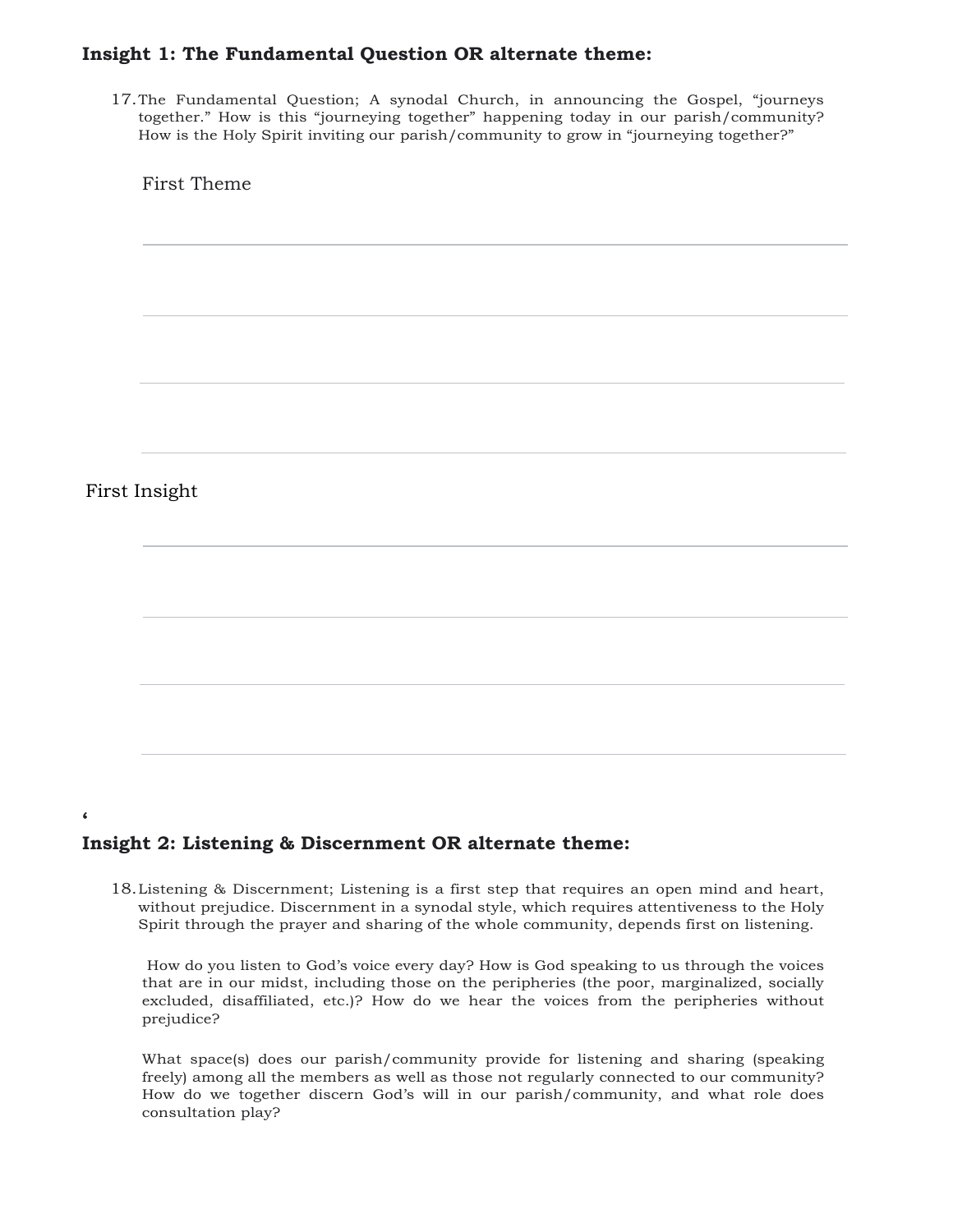**Insight 1: The Fundamental Question OR alternate theme:**

17. The Fundamental Question; A synodal Church, in announcing the Gospel, "journeys together." How is this "journeying together" happening today in our parish/community? How is the Holy Spirit inviting our parish/community to grow in "journeying together?"

First Theme

First Insight

‘

**Insight 2: Listening & Discernment OR alternate theme:**

18. Listening & Discernment; Listening is a first step that requires an open mind and heart, without prejudice. Discernment in a synodal style, which requires attentiveness to the Holy Spirit through the prayer and sharing of the whole community, depends first on listening.

How do you listen to God's voice every day? How is God speaking to us through the voices that are in our midst, including those on the peripheries (the poor, marginalized, socially excluded, disaffiliated, etc.)? How do we hear the voices from the peripheries without prejudice?

What space(s) does our parish/community provide for listening and sharing (speaking freely) among all the members as well as those not regularly connected to our community? How do we together discern God's will in our parish/community, and what role does consultation play?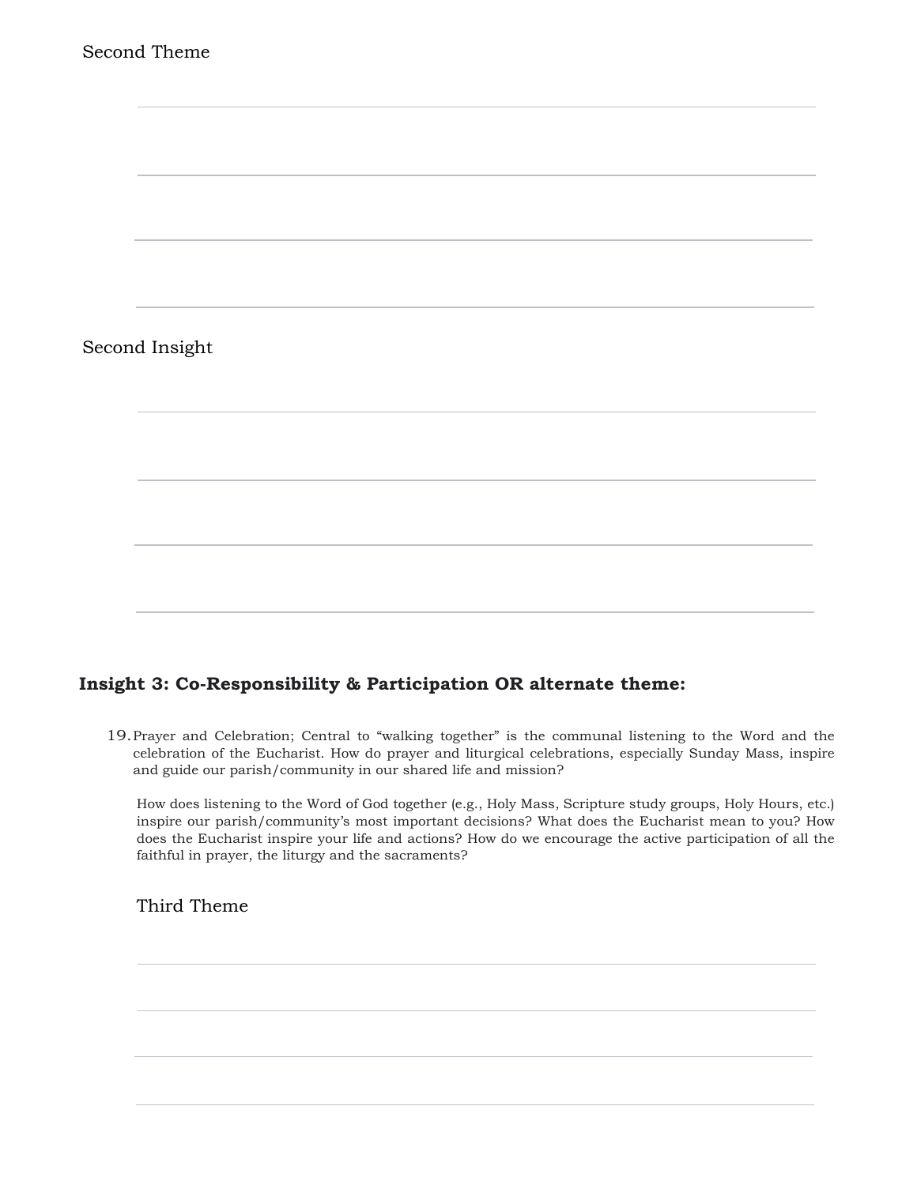Second Theme

Second Insight

## Insight 3: Co-Responsibility & Participation OR alternate theme:

19. Prayer and Celebration; Central to "walking together" is the communal listening to the Word and the celebration of the Eucharist. How do prayer and liturgical celebrations, especially Sunday Mass, inspire and guide our parish/community in our shared life and mission?

    How does listening to the Word of God together (e.g., Holy Mass, Scripture study groups, Holy Hours, etc.) inspire our parish/community's most important decisions? What does the Eucharist mean to you? How does the Eucharist inspire your life and actions? How do we encourage the active participation of all the faithful in prayer, the liturgy and the sacraments?

    Third Theme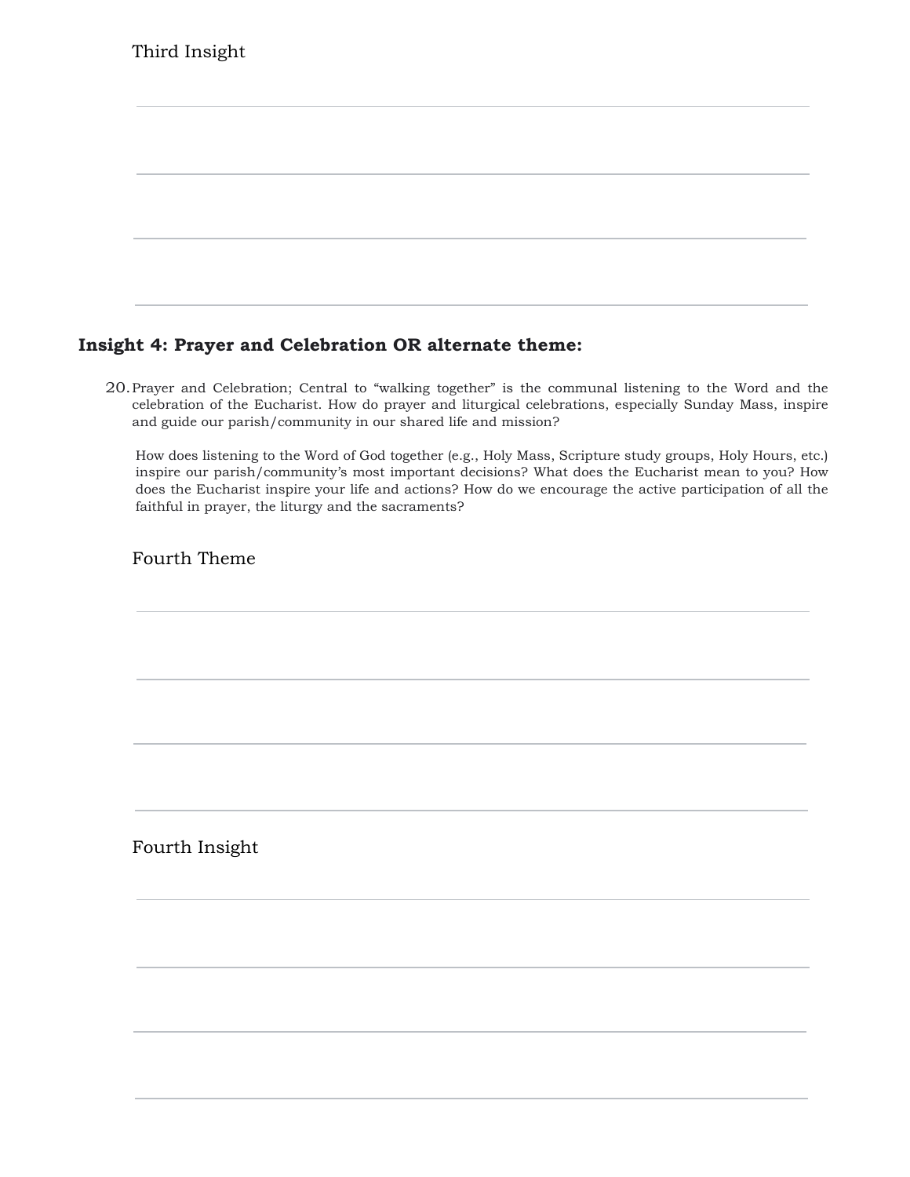Third Insight

## Insight 4: Prayer and Celebration OR alternate theme:

20. Prayer and Celebration; Central to "walking together" is the communal listening to the Word and the celebration of the Eucharist. How do prayer and liturgical celebrations, especially Sunday Mass, inspire and guide our parish/community in our shared life and mission?

    How does listening to the Word of God together (e.g., Holy Mass, Scripture study groups, Holy Hours, etc.) inspire our parish/community's most important decisions? What does the Eucharist mean to you? How does the Eucharist inspire your life and actions? How do we encourage the active participation of all the faithful in prayer, the liturgy and the sacraments?

Fourth Theme

Fourth Insight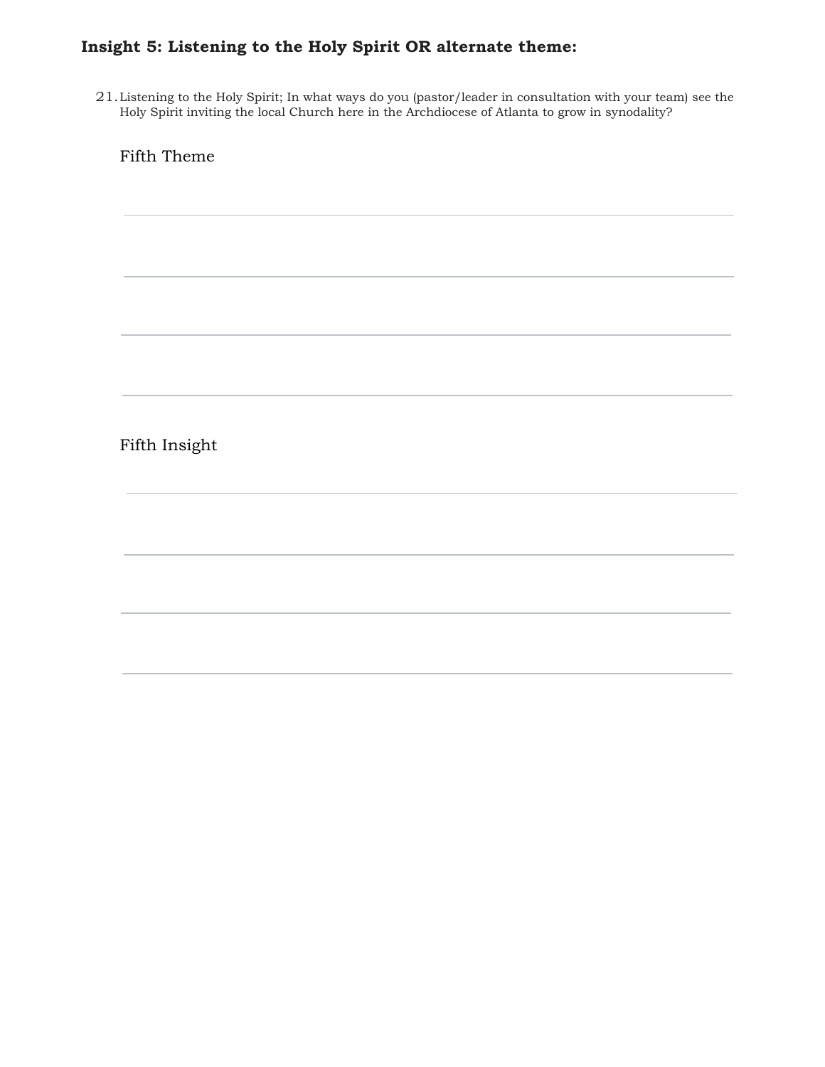## Insight 5: Listening to the Holy Spirit OR alternate theme:

21. Listening to the Holy Spirit; In what ways do you (pastor/leader in consultation with your team) see the Holy Spirit inviting the local Church here in the Archdiocese of Atlanta to grow in synodality?

Fifth Theme

Fifth Insight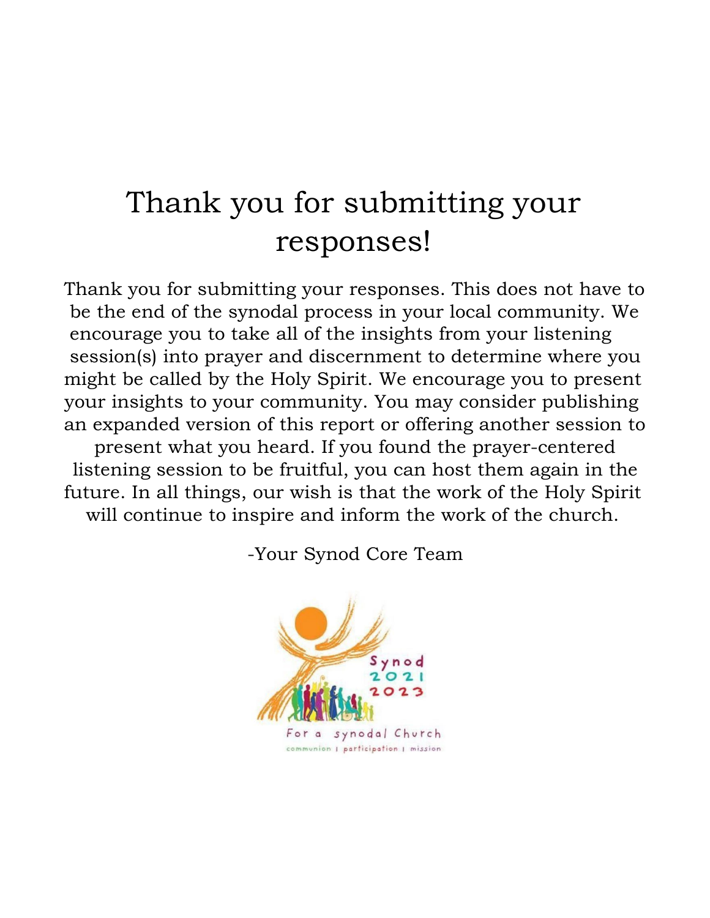# Thank you for submitting your responses!

Thank you for submitting your responses. This does not have to be the end of the synodal process in your local community. We encourage you to take all of the insights from your listening session(s) into prayer and discernment to determine where you might be called by the Holy Spirit. We encourage you to present your insights to your community. You may consider publishing an expanded version of this report or offering another session to present what you heard. If you found the prayer-centered listening session to be fruitful, you can host them again in the future. In all things, our wish is that the work of the Holy Spirit will continue to inspire and inform the work of the church.

-Your Synod Core Team

Synod 2021 2023

For a synodal Church

communion | participation | mission